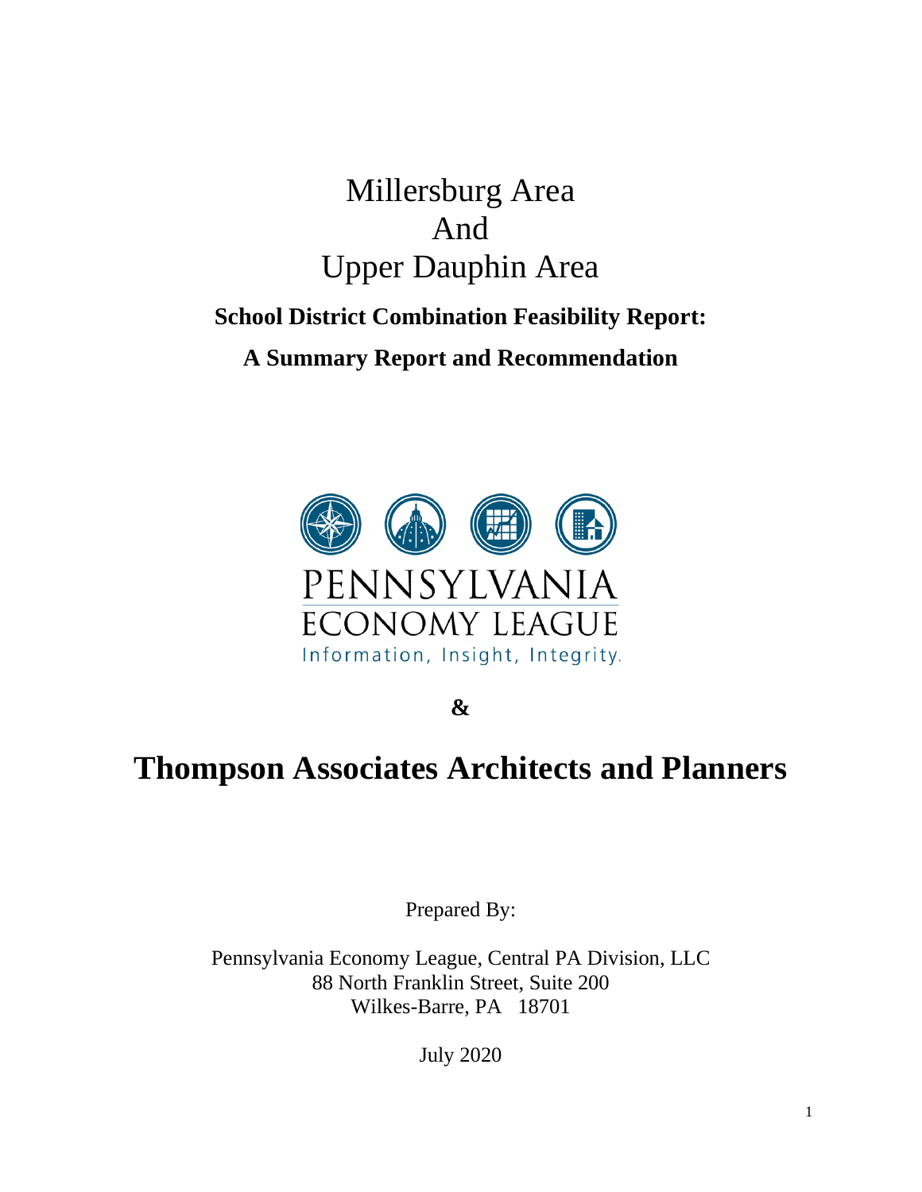# Millersburg Area
# And
# Upper Dauphin Area

**School District Combination Feasibility Report:**

**A Summary Report and Recommendation**

PENNSYLVANIA ECONOMY LEAGUE

Information, Insight, Integrity.

**&**

# Thompson Associates Architects and Planners

Prepared By:

Pennsylvania Economy League, Central PA Division, LLC
88 North Franklin Street, Suite 200
Wilkes-Barre, PA 18701

July 2020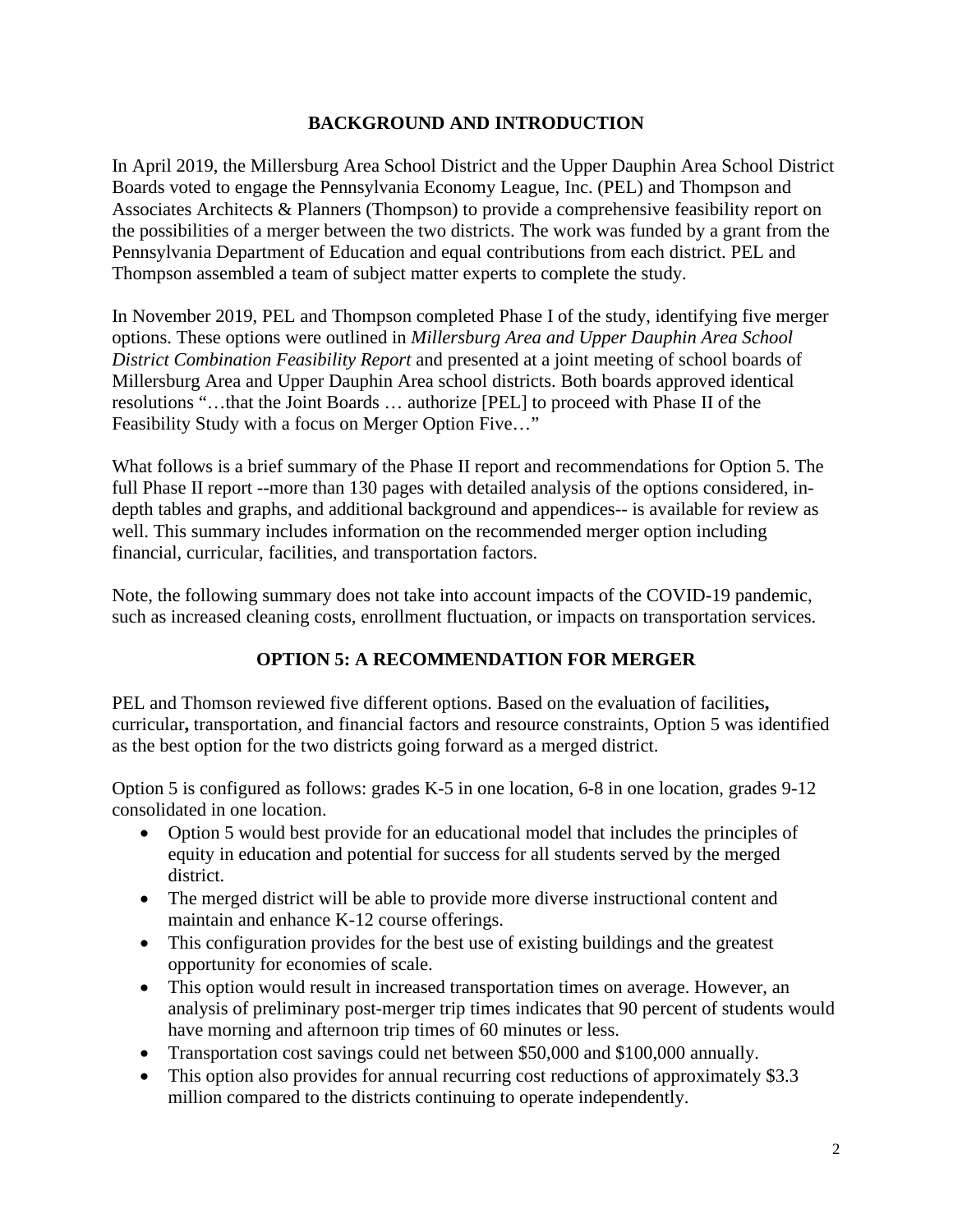## BACKGROUND AND INTRODUCTION

In April 2019, the Millersburg Area School District and the Upper Dauphin Area School District Boards voted to engage the Pennsylvania Economy League, Inc. (PEL) and Thompson and Associates Architects & Planners (Thompson) to provide a comprehensive feasibility report on the possibilities of a merger between the two districts. The work was funded by a grant from the Pennsylvania Department of Education and equal contributions from each district. PEL and Thompson assembled a team of subject matter experts to complete the study.

In November 2019, PEL and Thompson completed Phase I of the study, identifying five merger options. These options were outlined in *Millersburg Area and Upper Dauphin Area School District Combination Feasibility Report* and presented at a joint meeting of school boards of Millersburg Area and Upper Dauphin Area school districts. Both boards approved identical resolutions "…that the Joint Boards … authorize [PEL] to proceed with Phase II of the Feasibility Study with a focus on Merger Option Five…"

What follows is a brief summary of the Phase II report and recommendations for Option 5. The full Phase II report --more than 130 pages with detailed analysis of the options considered, in-depth tables and graphs, and additional background and appendices-- is available for review as well. This summary includes information on the recommended merger option including financial, curricular, facilities, and transportation factors.

Note, the following summary does not take into account impacts of the COVID-19 pandemic, such as increased cleaning costs, enrollment fluctuation, or impacts on transportation services.

## OPTION 5: A RECOMMENDATION FOR MERGER

PEL and Thomson reviewed five different options. Based on the evaluation of facilities**,** curricular**,** transportation, and financial factors and resource constraints, Option 5 was identified as the best option for the two districts going forward as a merged district.

Option 5 is configured as follows: grades K-5 in one location, 6-8 in one location, grades 9-12 consolidated in one location.

- Option 5 would best provide for an educational model that includes the principles of equity in education and potential for success for all students served by the merged district.
- The merged district will be able to provide more diverse instructional content and maintain and enhance K-12 course offerings.
- This configuration provides for the best use of existing buildings and the greatest opportunity for economies of scale.
- This option would result in increased transportation times on average. However, an analysis of preliminary post-merger trip times indicates that 90 percent of students would have morning and afternoon trip times of 60 minutes or less.
- Transportation cost savings could net between $50,000 and $100,000 annually.
- This option also provides for annual recurring cost reductions of approximately $3.3 million compared to the districts continuing to operate independently.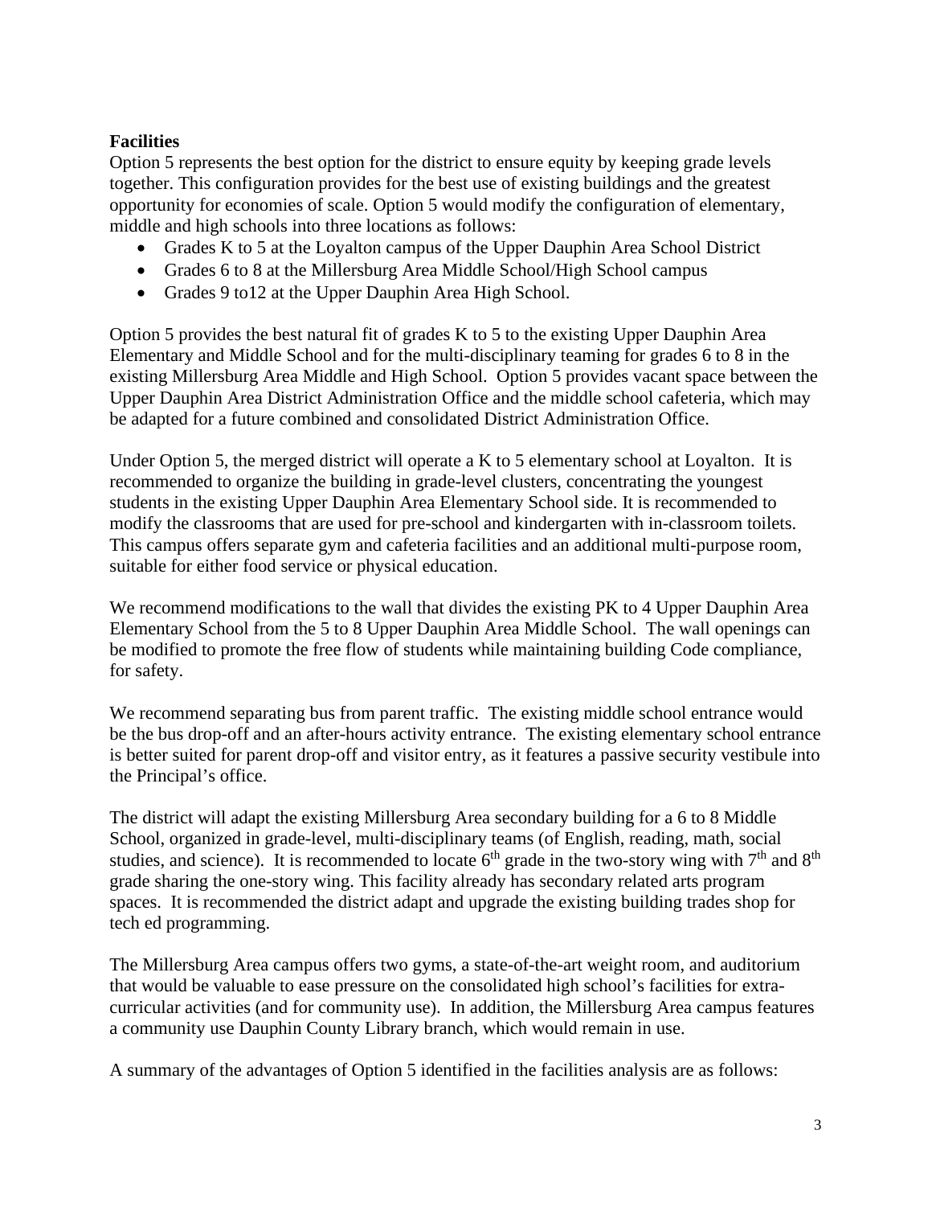**Facilities**

Option 5 represents the best option for the district to ensure equity by keeping grade levels together. This configuration provides for the best use of existing buildings and the greatest opportunity for economies of scale. Option 5 would modify the configuration of elementary, middle and high schools into three locations as follows:

- Grades K to 5 at the Loyalton campus of the Upper Dauphin Area School District
- Grades 6 to 8 at the Millersburg Area Middle School/High School campus
- Grades 9 to12 at the Upper Dauphin Area High School.

Option 5 provides the best natural fit of grades K to 5 to the existing Upper Dauphin Area Elementary and Middle School and for the multi-disciplinary teaming for grades 6 to 8 in the existing Millersburg Area Middle and High School. Option 5 provides vacant space between the Upper Dauphin Area District Administration Office and the middle school cafeteria, which may be adapted for a future combined and consolidated District Administration Office.

Under Option 5, the merged district will operate a K to 5 elementary school at Loyalton. It is recommended to organize the building in grade-level clusters, concentrating the youngest students in the existing Upper Dauphin Area Elementary School side. It is recommended to modify the classrooms that are used for pre-school and kindergarten with in-classroom toilets. This campus offers separate gym and cafeteria facilities and an additional multi-purpose room, suitable for either food service or physical education.

We recommend modifications to the wall that divides the existing PK to 4 Upper Dauphin Area Elementary School from the 5 to 8 Upper Dauphin Area Middle School. The wall openings can be modified to promote the free flow of students while maintaining building Code compliance, for safety.

We recommend separating bus from parent traffic. The existing middle school entrance would be the bus drop-off and an after-hours activity entrance. The existing elementary school entrance is better suited for parent drop-off and visitor entry, as it features a passive security vestibule into the Principal's office.

The district will adapt the existing Millersburg Area secondary building for a 6 to 8 Middle School, organized in grade-level, multi-disciplinary teams (of English, reading, math, social studies, and science). It is recommended to locate 6th grade in the two-story wing with 7th and 8th grade sharing the one-story wing. This facility already has secondary related arts program spaces. It is recommended the district adapt and upgrade the existing building trades shop for tech ed programming.

The Millersburg Area campus offers two gyms, a state-of-the-art weight room, and auditorium that would be valuable to ease pressure on the consolidated high school's facilities for extra-curricular activities (and for community use). In addition, the Millersburg Area campus features a community use Dauphin County Library branch, which would remain in use.

A summary of the advantages of Option 5 identified in the facilities analysis are as follows: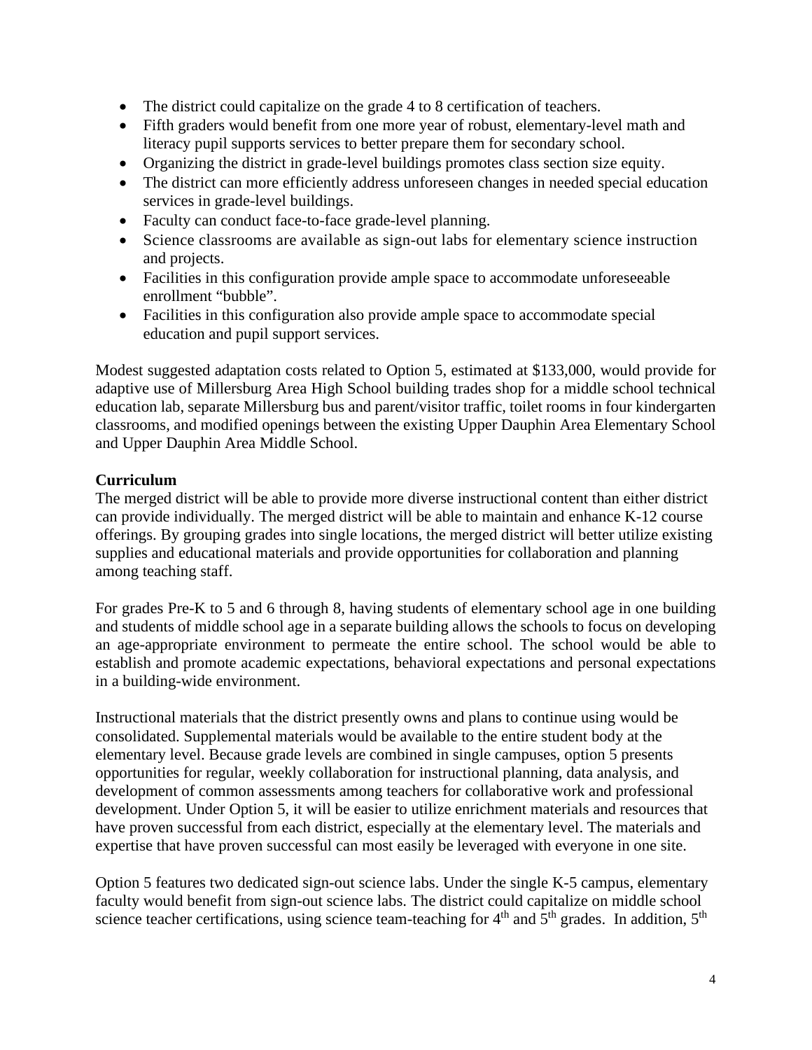- The district could capitalize on the grade 4 to 8 certification of teachers.
- Fifth graders would benefit from one more year of robust, elementary-level math and literacy pupil supports services to better prepare them for secondary school.
- Organizing the district in grade-level buildings promotes class section size equity.
- The district can more efficiently address unforeseen changes in needed special education services in grade-level buildings.
- Faculty can conduct face-to-face grade-level planning.
- Science classrooms are available as sign-out labs for elementary science instruction and projects.
- Facilities in this configuration provide ample space to accommodate unforeseeable enrollment "bubble".
- Facilities in this configuration also provide ample space to accommodate special education and pupil support services.

Modest suggested adaptation costs related to Option 5, estimated at $133,000, would provide for adaptive use of Millersburg Area High School building trades shop for a middle school technical education lab, separate Millersburg bus and parent/visitor traffic, toilet rooms in four kindergarten classrooms, and modified openings between the existing Upper Dauphin Area Elementary School and Upper Dauphin Area Middle School.

**Curriculum**

The merged district will be able to provide more diverse instructional content than either district can provide individually. The merged district will be able to maintain and enhance K-12 course offerings. By grouping grades into single locations, the merged district will better utilize existing supplies and educational materials and provide opportunities for collaboration and planning among teaching staff.

For grades Pre-K to 5 and 6 through 8, having students of elementary school age in one building and students of middle school age in a separate building allows the schools to focus on developing an age-appropriate environment to permeate the entire school. The school would be able to establish and promote academic expectations, behavioral expectations and personal expectations in a building-wide environment.

Instructional materials that the district presently owns and plans to continue using would be consolidated. Supplemental materials would be available to the entire student body at the elementary level. Because grade levels are combined in single campuses, option 5 presents opportunities for regular, weekly collaboration for instructional planning, data analysis, and development of common assessments among teachers for collaborative work and professional development. Under Option 5, it will be easier to utilize enrichment materials and resources that have proven successful from each district, especially at the elementary level. The materials and expertise that have proven successful can most easily be leveraged with everyone in one site.

Option 5 features two dedicated sign-out science labs. Under the single K-5 campus, elementary faculty would benefit from sign-out science labs. The district could capitalize on middle school science teacher certifications, using science team-teaching for 4th and 5th grades. In addition, 5th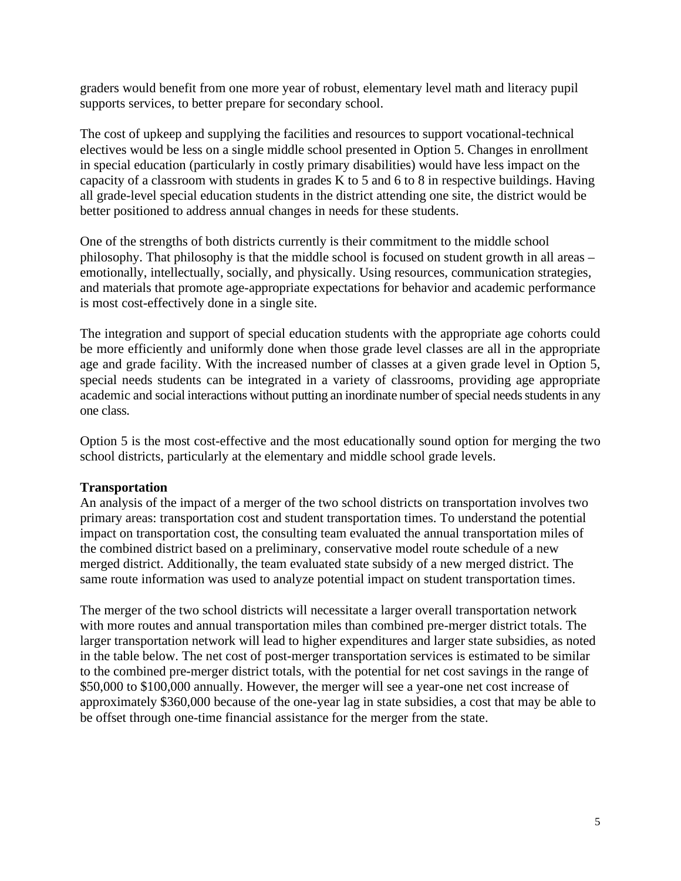graders would benefit from one more year of robust, elementary level math and literacy pupil supports services, to better prepare for secondary school.

The cost of upkeep and supplying the facilities and resources to support vocational-technical electives would be less on a single middle school presented in Option 5. Changes in enrollment in special education (particularly in costly primary disabilities) would have less impact on the capacity of a classroom with students in grades K to 5 and 6 to 8 in respective buildings. Having all grade-level special education students in the district attending one site, the district would be better positioned to address annual changes in needs for these students.

One of the strengths of both districts currently is their commitment to the middle school philosophy. That philosophy is that the middle school is focused on student growth in all areas – emotionally, intellectually, socially, and physically. Using resources, communication strategies, and materials that promote age-appropriate expectations for behavior and academic performance is most cost-effectively done in a single site.

The integration and support of special education students with the appropriate age cohorts could be more efficiently and uniformly done when those grade level classes are all in the appropriate age and grade facility. With the increased number of classes at a given grade level in Option 5, special needs students can be integrated in a variety of classrooms, providing age appropriate academic and social interactions without putting an inordinate number of special needs students in any one class.

Option 5 is the most cost-effective and the most educationally sound option for merging the two school districts, particularly at the elementary and middle school grade levels.

**Transportation**

An analysis of the impact of a merger of the two school districts on transportation involves two primary areas: transportation cost and student transportation times. To understand the potential impact on transportation cost, the consulting team evaluated the annual transportation miles of the combined district based on a preliminary, conservative model route schedule of a new merged district. Additionally, the team evaluated state subsidy of a new merged district. The same route information was used to analyze potential impact on student transportation times.

The merger of the two school districts will necessitate a larger overall transportation network with more routes and annual transportation miles than combined pre-merger district totals. The larger transportation network will lead to higher expenditures and larger state subsidies, as noted in the table below. The net cost of post-merger transportation services is estimated to be similar to the combined pre-merger district totals, with the potential for net cost savings in the range of $50,000 to $100,000 annually. However, the merger will see a year-one net cost increase of approximately $360,000 because of the one-year lag in state subsidies, a cost that may be able to be offset through one-time financial assistance for the merger from the state.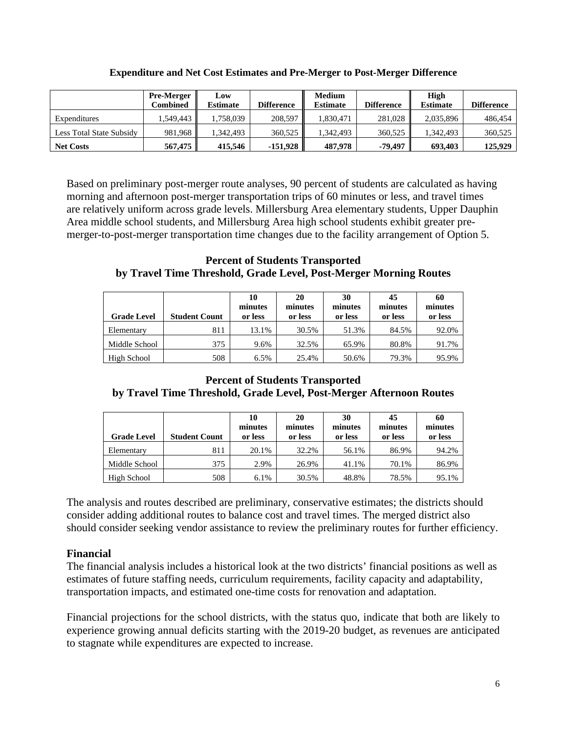**Expenditure and Net Cost Estimates and Pre-Merger to Post-Merger Difference**

| | Pre-Merger Combined | Low Estimate | Difference | Medium Estimate | Difference | High Estimate | Difference |
|---|---|---|---|---|---|---|---|
| Expenditures | 1,549,443 | 1,758,039 | 208,597 | 1,830,471 | 281,028 | 2,035,896 | 486,454 |
| Less Total State Subsidy | 981,968 | 1,342,493 | 360,525 | 1,342,493 | 360,525 | 1,342,493 | 360,525 |
| **Net Costs** | **567,475** | **415,546** | **-151,928** | **487,978** | **-79,497** | **693,403** | **125,929** |

Based on preliminary post-merger route analyses, 90 percent of students are calculated as having morning and afternoon post-merger transportation trips of 60 minutes or less, and travel times are relatively uniform across grade levels. Millersburg Area elementary students, Upper Dauphin Area middle school students, and Millersburg Area high school students exhibit greater pre-merger-to-post-merger transportation time changes due to the facility arrangement of Option 5.

**Percent of Students Transported by Travel Time Threshold, Grade Level, Post-Merger Morning Routes**

| Grade Level | Student Count | 10 minutes or less | 20 minutes or less | 30 minutes or less | 45 minutes or less | 60 minutes or less |
|---|---|---|---|---|---|---|
| Elementary | 811 | 13.1% | 30.5% | 51.3% | 84.5% | 92.0% |
| Middle School | 375 | 9.6% | 32.5% | 65.9% | 80.8% | 91.7% |
| High School | 508 | 6.5% | 25.4% | 50.6% | 79.3% | 95.9% |

**Percent of Students Transported by Travel Time Threshold, Grade Level, Post-Merger Afternoon Routes**

| Grade Level | Student Count | 10 minutes or less | 20 minutes or less | 30 minutes or less | 45 minutes or less | 60 minutes or less |
|---|---|---|---|---|---|---|
| Elementary | 811 | 20.1% | 32.2% | 56.1% | 86.9% | 94.2% |
| Middle School | 375 | 2.9% | 26.9% | 41.1% | 70.1% | 86.9% |
| High School | 508 | 6.1% | 30.5% | 48.8% | 78.5% | 95.1% |

The analysis and routes described are preliminary, conservative estimates; the districts should consider adding additional routes to balance cost and travel times. The merged district also should consider seeking vendor assistance to review the preliminary routes for further efficiency.

### Financial

The financial analysis includes a historical look at the two districts' financial positions as well as estimates of future staffing needs, curriculum requirements, facility capacity and adaptability, transportation impacts, and estimated one-time costs for renovation and adaptation.

Financial projections for the school districts, with the status quo, indicate that both are likely to experience growing annual deficits starting with the 2019-20 budget, as revenues are anticipated to stagnate while expenditures are expected to increase.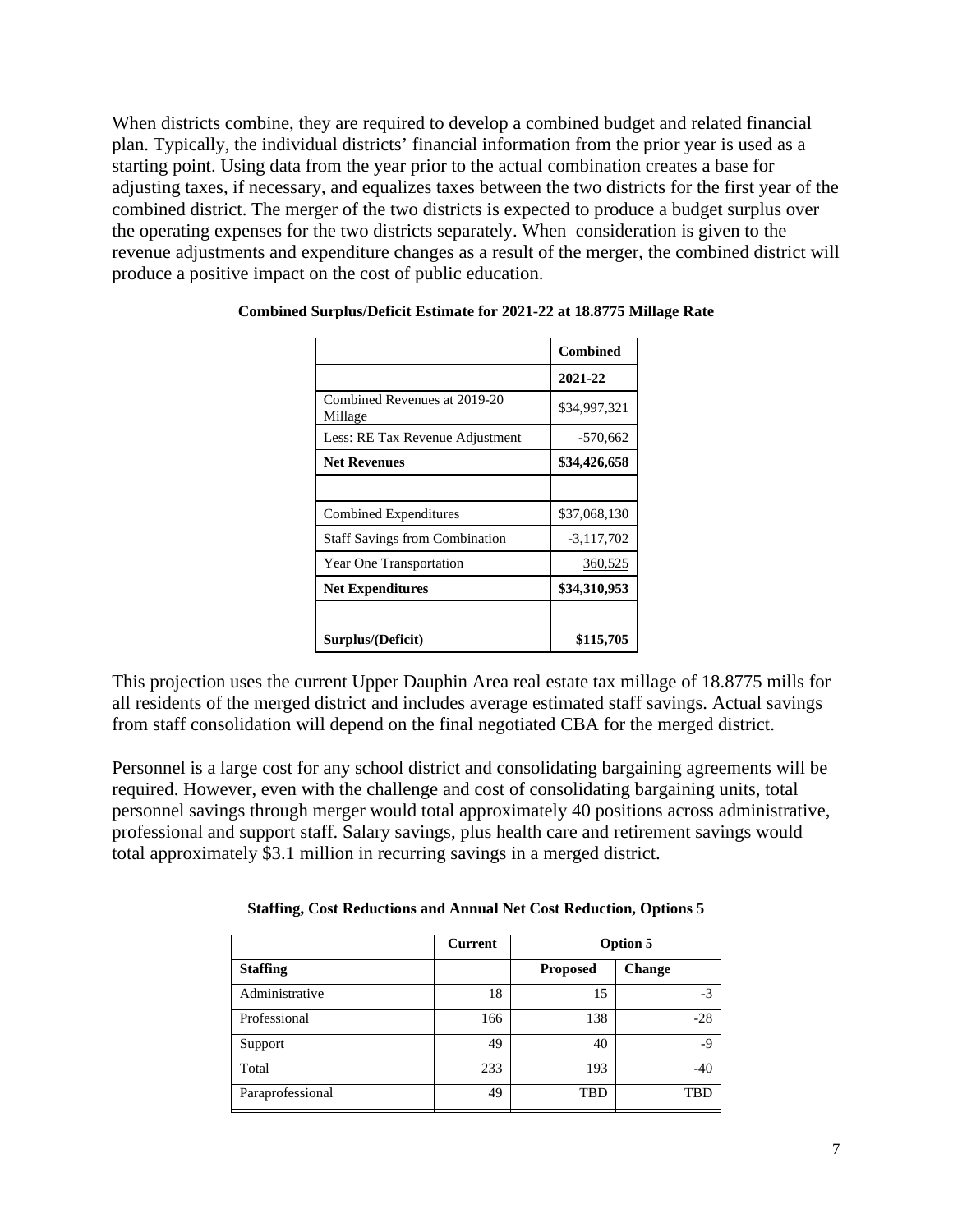When districts combine, they are required to develop a combined budget and related financial plan. Typically, the individual districts' financial information from the prior year is used as a starting point. Using data from the year prior to the actual combination creates a base for adjusting taxes, if necessary, and equalizes taxes between the two districts for the first year of the combined district. The merger of the two districts is expected to produce a budget surplus over the operating expenses for the two districts separately. When consideration is given to the revenue adjustments and expenditure changes as a result of the merger, the combined district will produce a positive impact on the cost of public education.

**Combined Surplus/Deficit Estimate for 2021-22 at 18.8775 Millage Rate**

| | **Combined** |
|---|---|
| | **2021-22** |
| Combined Revenues at 2019-20 Millage | \$34,997,321 |
| Less: RE Tax Revenue Adjustment | -570,662 |
| **Net Revenues** | **\$34,426,658** |
| | |
| Combined Expenditures | \$37,068,130 |
| Staff Savings from Combination | -3,117,702 |
| Year One Transportation | 360,525 |
| **Net Expenditures** | **\$34,310,953** |
| | |
| **Surplus/(Deficit)** | **\$115,705** |

This projection uses the current Upper Dauphin Area real estate tax millage of 18.8775 mills for all residents of the merged district and includes average estimated staff savings. Actual savings from staff consolidation will depend on the final negotiated CBA for the merged district.

Personnel is a large cost for any school district and consolidating bargaining agreements will be required. However, even with the challenge and cost of consolidating bargaining units, total personnel savings through merger would total approximately 40 positions across administrative, professional and support staff. Salary savings, plus health care and retirement savings would total approximately \$3.1 million in recurring savings in a merged district.

**Staffing, Cost Reductions and Annual Net Cost Reduction, Options 5**

| | **Current** | | **Option 5** | |
|---|---|---|---|---|
| **Staffing** | | | **Proposed** | **Change** |
| Administrative | 18 | | 15 | -3 |
| Professional | 166 | | 138 | -28 |
| Support | 49 | | 40 | -9 |
| Total | 233 | | 193 | -40 |
| Paraprofessional | 49 | | TBD | TBD |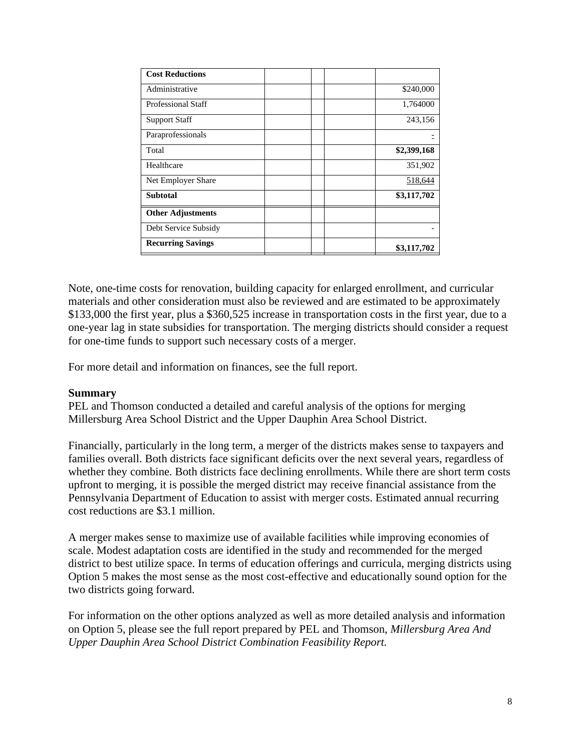| | | | | |
|---|---|---|---|---|
| **Cost Reductions** | | | | |
| Administrative | | | | $240,000 |
| Professional Staff | | | | 1,764000 |
| Support Staff | | | | 243,156 |
| Paraprofessionals | | | | - |
| Total | | | | **$2,399,168** |
| Healthcare | | | | 351,902 |
| Net Employer Share | | | | 518,644 |
| **Subtotal** | | | | **$3,117,702** |
| **Other Adjustments** | | | | |
| Debt Service Subsidy | | | | - |
| **Recurring Savings** | | | | **$3,117,702** |

Note, one-time costs for renovation, building capacity for enlarged enrollment, and curricular materials and other consideration must also be reviewed and are estimated to be approximately $133,000 the first year, plus a $360,525 increase in transportation costs in the first year, due to a one-year lag in state subsidies for transportation. The merging districts should consider a request for one-time funds to support such necessary costs of a merger.

For more detail and information on finances, see the full report.

**Summary**

PEL and Thomson conducted a detailed and careful analysis of the options for merging Millersburg Area School District and the Upper Dauphin Area School District.

Financially, particularly in the long term, a merger of the districts makes sense to taxpayers and families overall. Both districts face significant deficits over the next several years, regardless of whether they combine. Both districts face declining enrollments. While there are short term costs upfront to merging, it is possible the merged district may receive financial assistance from the Pennsylvania Department of Education to assist with merger costs. Estimated annual recurring cost reductions are $3.1 million.

A merger makes sense to maximize use of available facilities while improving economies of scale. Modest adaptation costs are identified in the study and recommended for the merged district to best utilize space. In terms of education offerings and curricula, merging districts using Option 5 makes the most sense as the most cost-effective and educationally sound option for the two districts going forward.

For information on the other options analyzed as well as more detailed analysis and information on Option 5, please see the full report prepared by PEL and Thomson, *Millersburg Area And Upper Dauphin Area School District Combination Feasibility Report.*